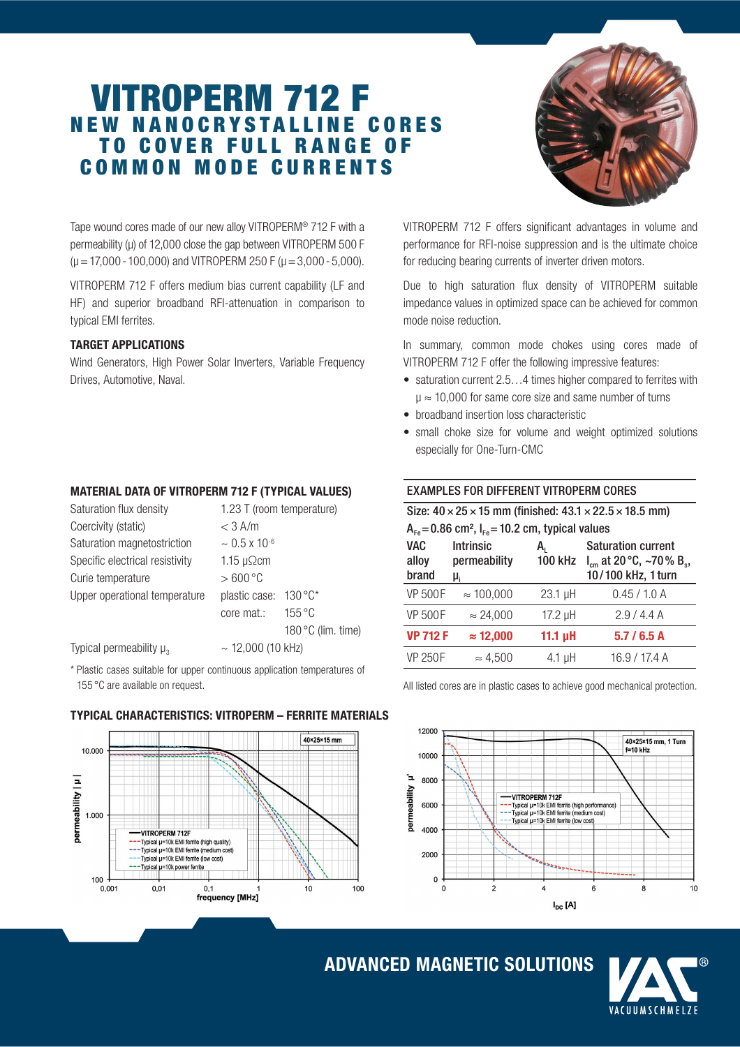# VITROPERM 712 F

## NEW NANOCRYSTALLINE CORES TO COVER FULL RANGE OF COMMON MODE CURRENTS

Tape wound cores made of our new alloy VITROPERM® 712 F with a permeability (µ) of 12,000 close the gap between VITROPERM 500 F (µ = 17,000 - 100,000) and VITROPERM 250 F (µ = 3,000 - 5,000).

VITROPERM 712 F offers medium bias current capability (LF and HF) and superior broadband RFI-attenuation in comparison to typical EMI ferrites.

**TARGET APPLICATIONS**

Wind Generators, High Power Solar Inverters, Variable Frequency Drives, Automotive, Naval.

VITROPERM 712 F offers significant advantages in volume and performance for RFI-noise suppression and is the ultimate choice for reducing bearing currents of inverter driven motors.

Due to high saturation flux density of VITROPERM suitable impedance values in optimized space can be achieved for common mode noise reduction.

In summary, common mode chokes using cores made of VITROPERM 712 F offer the following impressive features:

- saturation current 2.5…4 times higher compared to ferrites with µ ≈ 10,000 for same core size and same number of turns
- broadband insertion loss characteristic
- small choke size for volume and weight optimized solutions especially for One-Turn-CMC

### MATERIAL DATA OF VITROPERM 712 F (TYPICAL VALUES)

| | | |
|---|---|---|
| Saturation flux density | 1.23 T (room temperature) | |
| Coercivity (static) | < 3 A/m | |
| Saturation magnetostriction | ~ 0.5 x $10^{-6}$ | |
| Specific electrical resistivity | 1.15 µΩcm | |
| Curie temperature | > 600 °C | |
| Upper operational temperature | plastic case: | 130 °C* |
| | core mat.: | 155 °C |
| | | 180 °C (lim. time) |
| Typical permeability $\mu_3$ | ~ 12,000 (10 kHz) | |

\* Plastic cases suitable for upper continuous application temperatures of 155 °C are available on request.

### EXAMPLES FOR DIFFERENT VITROPERM CORES

Size: 40 × 25 × 15 mm (finished: 43.1 × 22.5 × 18.5 mm)
$A_{Fe}$ = 0.86 cm², $l_{Fe}$ = 10.2 cm, typical values

| VAC alloy brand | Intrinsic permeability $\mu_i$ | $A_L$ 100 kHz | Saturation current $I_{cm}$ at 20 °C, ~70 % $B_s$, 10/100 kHz, 1 turn |
|---|---|---|---|
| VP 500F | ≈ 100,000 | 23.1 µH | 0.45 / 1.0 A |
| VP 500F | ≈ 24,000 | 17.2 µH | 2.9 / 4.4 A |
| **VP 712 F** | **≈ 12,000** | **11.1 µH** | **5.7 / 6.5 A** |
| VP 250F | ≈ 4,500 | 4.1 µH | 16.9 / 17.4 A |

All listed cores are in plastic cases to achieve good mechanical protection.

### TYPICAL CHARACTERISTICS: VITROPERM – FERRITE MATERIALS

## ADVANCED MAGNETIC SOLUTIONS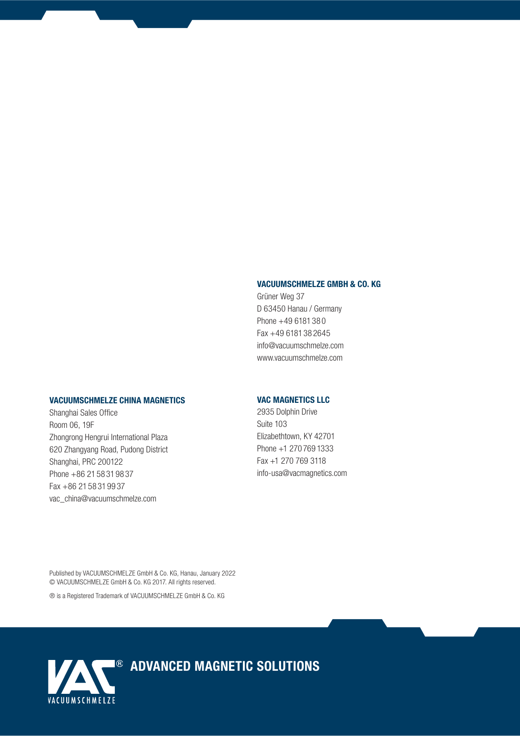**VACUUMSCHMELZE GMBH & CO. KG**
Grüner Weg 37
D 63450 Hanau / Germany
Phone +49 6181 38 0
Fax +49 6181 38 2645
info@vacuumschmelze.com
www.vacuumschmelze.com

**VACUUMSCHMELZE CHINA MAGNETICS**
Shanghai Sales Office
Room 06, 19F
Zhongrong Hengrui International Plaza
620 Zhangyang Road, Pudong District
Shanghai, PRC 200122
Phone +86 21 58 31 98 37
Fax +86 21 58 31 99 37
vac_china@vacuumschmelze.com

**VAC MAGNETICS LLC**
2935 Dolphin Drive
Suite 103
Elizabethtown, KY 42701
Phone +1 270 769 1333
Fax +1 270 769 3118
info-usa@vacmagnetics.com

Published by VACUUMSCHMELZE GmbH & Co. KG, Hanau, January 2022
© VACUUMSCHMELZE GmbH & Co. KG 2017. All rights reserved.

® is a Registered Trademark of VACUUMSCHMELZE GmbH & Co. KG

VAC® VACUUMSCHMELZE **ADVANCED MAGNETIC SOLUTIONS**